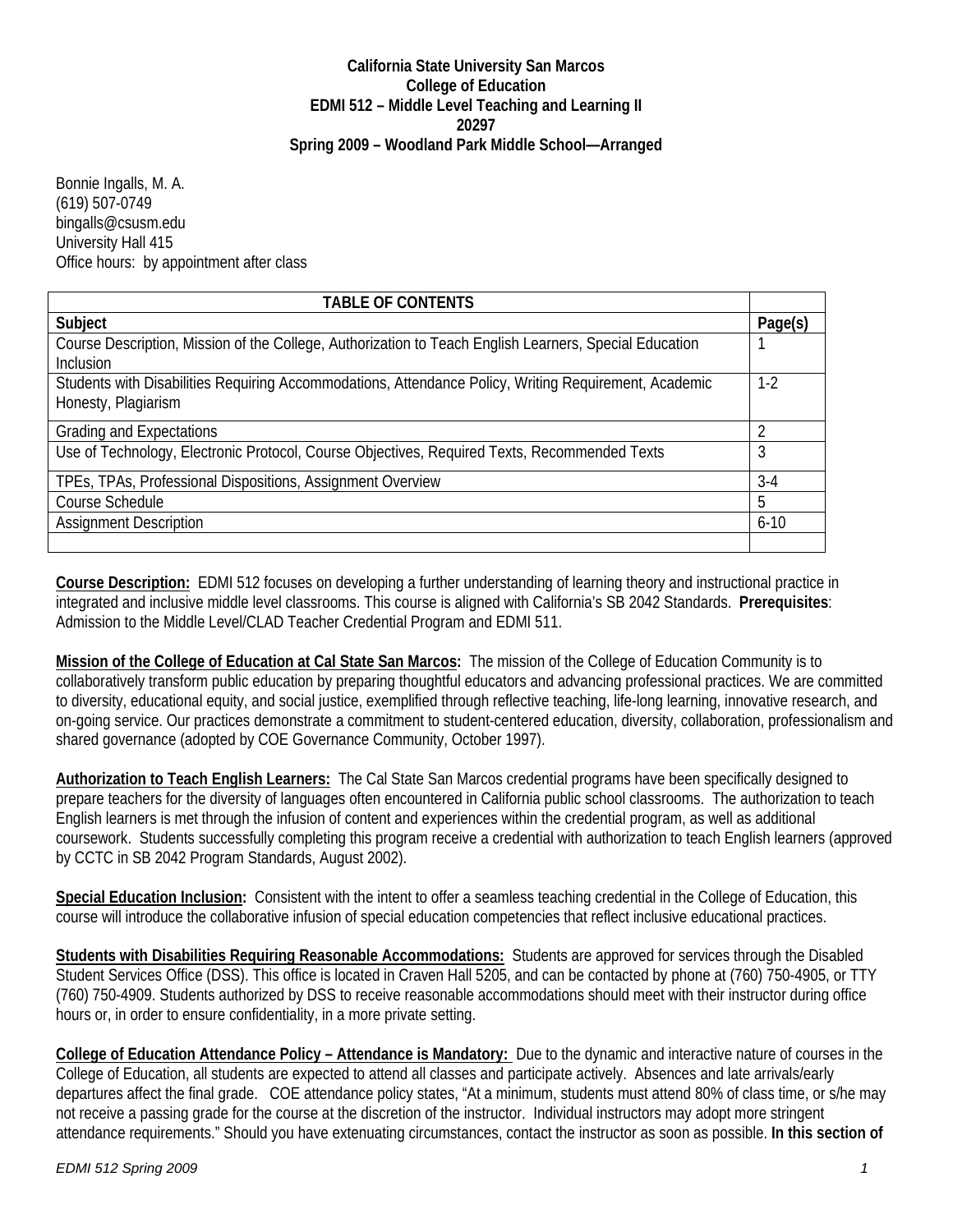**California State University San Marcos**
**College of Education**
**EDMI 512 – Middle Level Teaching and Learning II**
**20297**
**Spring 2009 – Woodland Park Middle School—Arranged**

Bonnie Ingalls, M. A.
(619) 507-0749
bingalls@csusm.edu
University Hall 415
Office hours: by appointment after class

| TABLE OF CONTENTS | |
|---|---|
| **Subject** | **Page(s)** |
| Course Description, Mission of the College, Authorization to Teach English Learners, Special Education Inclusion | 1 |
| Students with Disabilities Requiring Accommodations, Attendance Policy, Writing Requirement, Academic Honesty, Plagiarism | 1-2 |
| Grading and Expectations | 2 |
| Use of Technology, Electronic Protocol, Course Objectives, Required Texts, Recommended Texts | 3 |
| TPEs, TPAs, Professional Dispositions, Assignment Overview | 3-4 |
| Course Schedule | 5 |
| Assignment Description | 6-10 |
| | |

**Course Description:** EDMI 512 focuses on developing a further understanding of learning theory and instructional practice in integrated and inclusive middle level classrooms. This course is aligned with California's SB 2042 Standards. **Prerequisites**: Admission to the Middle Level/CLAD Teacher Credential Program and EDMI 511.

**Mission of the College of Education at Cal State San Marcos:** The mission of the College of Education Community is to collaboratively transform public education by preparing thoughtful educators and advancing professional practices. We are committed to diversity, educational equity, and social justice, exemplified through reflective teaching, life-long learning, innovative research, and on-going service. Our practices demonstrate a commitment to student-centered education, diversity, collaboration, professionalism and shared governance (adopted by COE Governance Community, October 1997).

**Authorization to Teach English Learners:** The Cal State San Marcos credential programs have been specifically designed to prepare teachers for the diversity of languages often encountered in California public school classrooms. The authorization to teach English learners is met through the infusion of content and experiences within the credential program, as well as additional coursework. Students successfully completing this program receive a credential with authorization to teach English learners (approved by CCTC in SB 2042 Program Standards, August 2002).

**Special Education Inclusion:** Consistent with the intent to offer a seamless teaching credential in the College of Education, this course will introduce the collaborative infusion of special education competencies that reflect inclusive educational practices.

**Students with Disabilities Requiring Reasonable Accommodations:** Students are approved for services through the Disabled Student Services Office (DSS). This office is located in Craven Hall 5205, and can be contacted by phone at (760) 750-4905, or TTY (760) 750-4909. Students authorized by DSS to receive reasonable accommodations should meet with their instructor during office hours or, in order to ensure confidentiality, in a more private setting.

**College of Education Attendance Policy – Attendance is Mandatory:** Due to the dynamic and interactive nature of courses in the College of Education, all students are expected to attend all classes and participate actively. Absences and late arrivals/early departures affect the final grade. COE attendance policy states, "At a minimum, students must attend 80% of class time, or s/he may not receive a passing grade for the course at the discretion of the instructor. Individual instructors may adopt more stringent attendance requirements." Should you have extenuating circumstances, contact the instructor as soon as possible. **In this section of**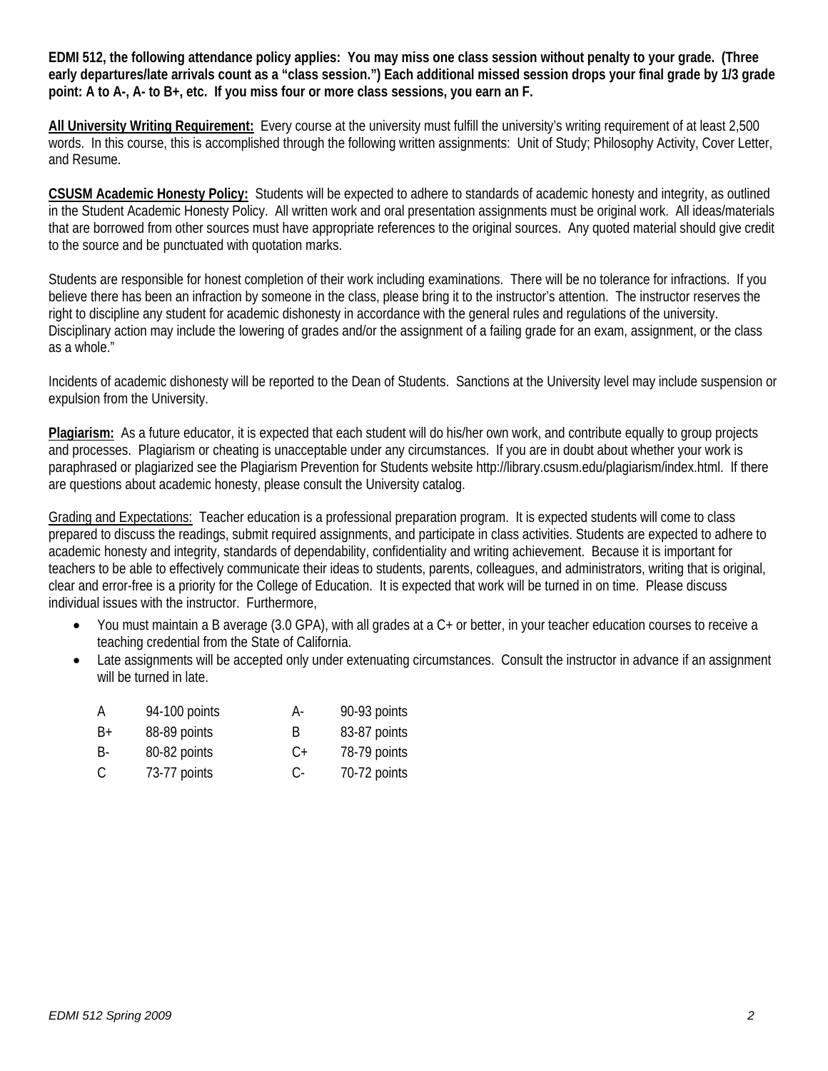**EDMI 512, the following attendance policy applies: You may miss one class session without penalty to your grade. (Three early departures/late arrivals count as a "class session.") Each additional missed session drops your final grade by 1/3 grade point: A to A-, A- to B+, etc. If you miss four or more class sessions, you earn an F.**

**All University Writing Requirement:** Every course at the university must fulfill the university's writing requirement of at least 2,500 words. In this course, this is accomplished through the following written assignments: Unit of Study; Philosophy Activity, Cover Letter, and Resume.

**CSUSM Academic Honesty Policy:** Students will be expected to adhere to standards of academic honesty and integrity, as outlined in the Student Academic Honesty Policy. All written work and oral presentation assignments must be original work. All ideas/materials that are borrowed from other sources must have appropriate references to the original sources. Any quoted material should give credit to the source and be punctuated with quotation marks.

Students are responsible for honest completion of their work including examinations. There will be no tolerance for infractions. If you believe there has been an infraction by someone in the class, please bring it to the instructor's attention. The instructor reserves the right to discipline any student for academic dishonesty in accordance with the general rules and regulations of the university. Disciplinary action may include the lowering of grades and/or the assignment of a failing grade for an exam, assignment, or the class as a whole."

Incidents of academic dishonesty will be reported to the Dean of Students. Sanctions at the University level may include suspension or expulsion from the University.

**Plagiarism:** As a future educator, it is expected that each student will do his/her own work, and contribute equally to group projects and processes. Plagiarism or cheating is unacceptable under any circumstances. If you are in doubt about whether your work is paraphrased or plagiarized see the Plagiarism Prevention for Students website http://library.csusm.edu/plagiarism/index.html. If there are questions about academic honesty, please consult the University catalog.

Grading and Expectations: Teacher education is a professional preparation program. It is expected students will come to class prepared to discuss the readings, submit required assignments, and participate in class activities. Students are expected to adhere to academic honesty and integrity, standards of dependability, confidentiality and writing achievement. Because it is important for teachers to be able to effectively communicate their ideas to students, parents, colleagues, and administrators, writing that is original, clear and error-free is a priority for the College of Education. It is expected that work will be turned in on time. Please discuss individual issues with the instructor. Furthermore,

- You must maintain a B average (3.0 GPA), with all grades at a C+ or better, in your teacher education courses to receive a teaching credential from the State of California.
- Late assignments will be accepted only under extenuating circumstances. Consult the instructor in advance if an assignment will be turned in late.

| | | | |
|---|---|---|---|
| A | 94-100 points | A- | 90-93 points |
| B+ | 88-89 points | B | 83-87 points |
| B- | 80-82 points | C+ | 78-79 points |
| C | 73-77 points | C- | 70-72 points |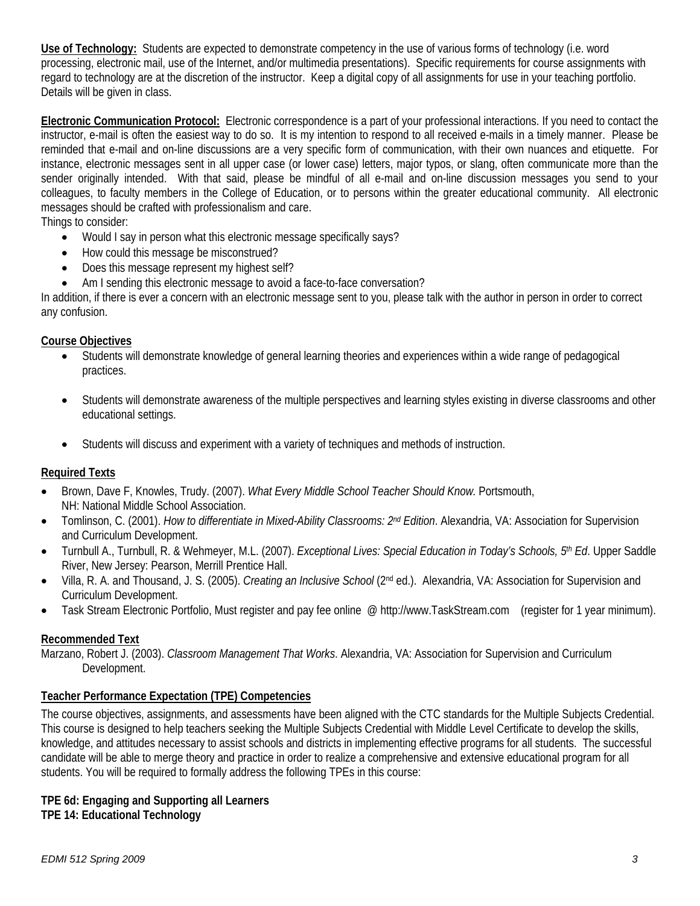**Use of Technology:** Students are expected to demonstrate competency in the use of various forms of technology (i.e. word processing, electronic mail, use of the Internet, and/or multimedia presentations). Specific requirements for course assignments with regard to technology are at the discretion of the instructor. Keep a digital copy of all assignments for use in your teaching portfolio. Details will be given in class.

**Electronic Communication Protocol:** Electronic correspondence is a part of your professional interactions. If you need to contact the instructor, e-mail is often the easiest way to do so. It is my intention to respond to all received e-mails in a timely manner. Please be reminded that e-mail and on-line discussions are a very specific form of communication, with their own nuances and etiquette. For instance, electronic messages sent in all upper case (or lower case) letters, major typos, or slang, often communicate more than the sender originally intended. With that said, please be mindful of all e-mail and on-line discussion messages you send to your colleagues, to faculty members in the College of Education, or to persons within the greater educational community. All electronic messages should be crafted with professionalism and care.

Things to consider:

- Would I say in person what this electronic message specifically says?
- How could this message be misconstrued?
- Does this message represent my highest self?
- Am I sending this electronic message to avoid a face-to-face conversation?

In addition, if there is ever a concern with an electronic message sent to you, please talk with the author in person in order to correct any confusion.

**Course Objectives**

- Students will demonstrate knowledge of general learning theories and experiences within a wide range of pedagogical practices.
- Students will demonstrate awareness of the multiple perspectives and learning styles existing in diverse classrooms and other educational settings.
- Students will discuss and experiment with a variety of techniques and methods of instruction.

**Required Texts**

- Brown, Dave F, Knowles, Trudy. (2007). *What Every Middle School Teacher Should Know.* Portsmouth, NH: National Middle School Association.
- Tomlinson, C. (2001). *How to differentiate in Mixed-Ability Classrooms: 2nd Edition*. Alexandria, VA: Association for Supervision and Curriculum Development.
- Turnbull A., Turnbull, R. & Wehmeyer, M.L. (2007). *Exceptional Lives: Special Education in Today's Schools, 5th Ed*. Upper Saddle River, New Jersey: Pearson, Merrill Prentice Hall.
- Villa, R. A. and Thousand, J. S. (2005). *Creating an Inclusive School* (2nd ed.). Alexandria, VA: Association for Supervision and Curriculum Development.
- Task Stream Electronic Portfolio, Must register and pay fee online @ http://www.TaskStream.com (register for 1 year minimum).

**Recommended Text**

Marzano, Robert J. (2003). *Classroom Management That Works*. Alexandria, VA: Association for Supervision and Curriculum Development.

**Teacher Performance Expectation (TPE) Competencies**

The course objectives, assignments, and assessments have been aligned with the CTC standards for the Multiple Subjects Credential. This course is designed to help teachers seeking the Multiple Subjects Credential with Middle Level Certificate to develop the skills, knowledge, and attitudes necessary to assist schools and districts in implementing effective programs for all students. The successful candidate will be able to merge theory and practice in order to realize a comprehensive and extensive educational program for all students. You will be required to formally address the following TPEs in this course:

**TPE 6d: Engaging and Supporting all Learners**
**TPE 14: Educational Technology**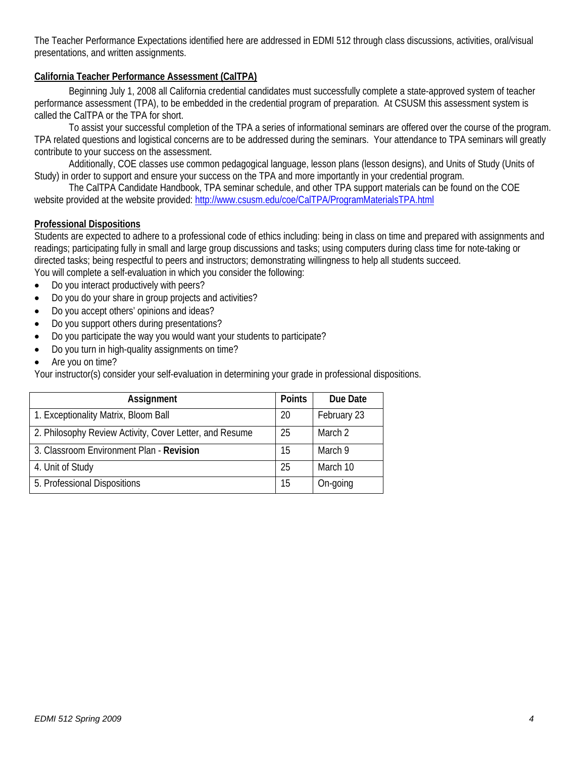The Teacher Performance Expectations identified here are addressed in EDMI 512 through class discussions, activities, oral/visual presentations, and written assignments.

**California Teacher Performance Assessment (CalTPA)**

Beginning July 1, 2008 all California credential candidates must successfully complete a state-approved system of teacher performance assessment (TPA), to be embedded in the credential program of preparation. At CSUSM this assessment system is called the CalTPA or the TPA for short.

To assist your successful completion of the TPA a series of informational seminars are offered over the course of the program. TPA related questions and logistical concerns are to be addressed during the seminars. Your attendance to TPA seminars will greatly contribute to your success on the assessment.

Additionally, COE classes use common pedagogical language, lesson plans (lesson designs), and Units of Study (Units of Study) in order to support and ensure your success on the TPA and more importantly in your credential program.

The CalTPA Candidate Handbook, TPA seminar schedule, and other TPA support materials can be found on the COE website provided at the website provided: http://www.csusm.edu/coe/CalTPA/ProgramMaterialsTPA.html

**Professional Dispositions**

Students are expected to adhere to a professional code of ethics including: being in class on time and prepared with assignments and readings; participating fully in small and large group discussions and tasks; using computers during class time for note-taking or directed tasks; being respectful to peers and instructors; demonstrating willingness to help all students succeed.
You will complete a self-evaluation in which you consider the following:

- Do you interact productively with peers?
- Do you do your share in group projects and activities?
- Do you accept others' opinions and ideas?
- Do you support others during presentations?
- Do you participate the way you would want your students to participate?
- Do you turn in high-quality assignments on time?
- Are you on time?

Your instructor(s) consider your self-evaluation in determining your grade in professional dispositions.

| Assignment | Points | Due Date |
|---|---|---|
| 1. Exceptionality Matrix, Bloom Ball | 20 | February 23 |
| 2. Philosophy Review Activity, Cover Letter, and Resume | 25 | March 2 |
| 3. Classroom Environment Plan - **Revision** | 15 | March 9 |
| 4. Unit of Study | 25 | March 10 |
| 5. Professional Dispositions | 15 | On-going |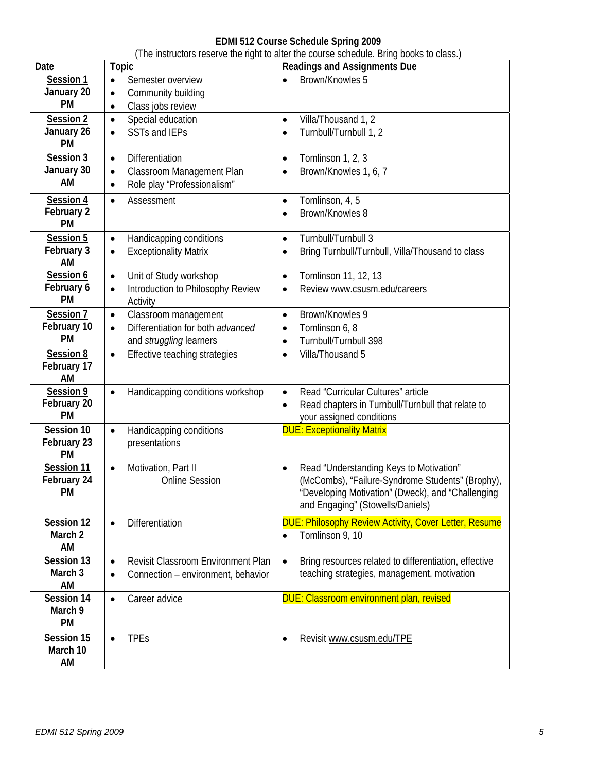# EDMI 512 Course Schedule Spring 2009

(The instructors reserve the right to alter the course schedule. Bring books to class.)

| Date | Topic | Readings and Assignments Due |
|---|---|---|
| Session 1<br>January 20<br>PM | • Semester overview<br>• Community building<br>• Class jobs review | • Brown/Knowles 5 |
| Session 2<br>January 26<br>PM | • Special education<br>• SSTs and IEPs | • Villa/Thousand 1, 2<br>• Turnbull/Turnbull 1, 2 |
| Session 3<br>January 30<br>AM | • Differentiation<br>• Classroom Management Plan<br>• Role play "Professionalism" | • Tomlinson 1, 2, 3<br>• Brown/Knowles 1, 6, 7 |
| Session 4<br>February 2<br>PM | • Assessment | • Tomlinson, 4, 5<br>• Brown/Knowles 8 |
| Session 5<br>February 3<br>AM | • Handicapping conditions<br>• Exceptionality Matrix | • Turnbull/Turnbull 3<br>• Bring Turnbull/Turnbull, Villa/Thousand to class |
| Session 6<br>February 6<br>PM | • Unit of Study workshop<br>• Introduction to Philosophy Review Activity | • Tomlinson 11, 12, 13<br>• Review www.csusm.edu/careers |
| Session 7<br>February 10<br>PM | • Classroom management<br>• Differentiation for both *advanced* and *struggling* learners | • Brown/Knowles 9<br>• Tomlinson 6, 8<br>• Turnbull/Turnbull 398 |
| Session 8<br>February 17<br>AM | • Effective teaching strategies | • Villa/Thousand 5 |
| Session 9<br>February 20<br>PM | • Handicapping conditions workshop | • Read "Curricular Cultures" article<br>• Read chapters in Turnbull/Turnbull that relate to your assigned conditions |
| Session 10<br>February 23<br>PM | • Handicapping conditions presentations | DUE: Exceptionality Matrix |
| Session 11<br>February 24<br>PM | • Motivation, Part II<br>Online Session | • Read "Understanding Keys to Motivation" (McCombs), "Failure-Syndrome Students" (Brophy), "Developing Motivation" (Dweck), and "Challenging and Engaging" (Stowells/Daniels) |
| Session 12<br>March 2<br>AM | • Differentiation | DUE: Philosophy Review Activity, Cover Letter, Resume<br>• Tomlinson 9, 10 |
| Session 13<br>March 3<br>AM | • Revisit Classroom Environment Plan<br>• Connection – environment, behavior | • Bring resources related to differentiation, effective teaching strategies, management, motivation |
| Session 14<br>March 9<br>PM | • Career advice | DUE: Classroom environment plan, revised |
| Session 15<br>March 10<br>AM | • TPEs | • Revisit www.csusm.edu/TPE |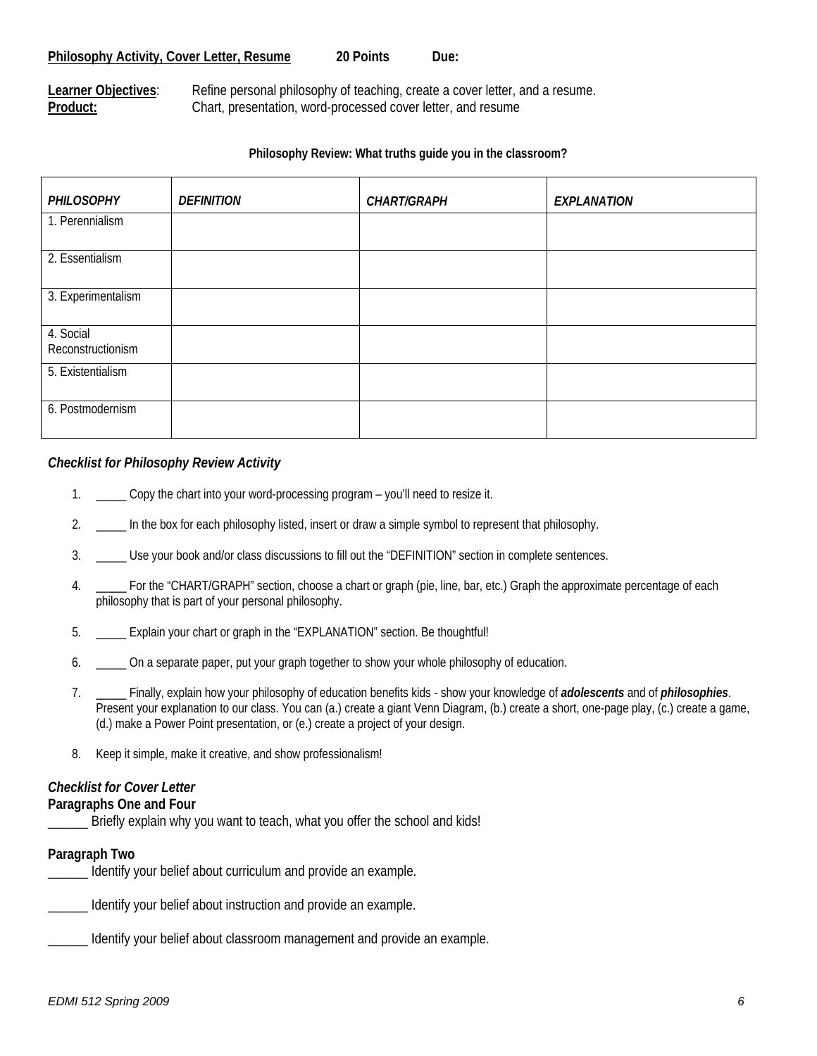**Philosophy Activity, Cover Letter, Resume** **20 Points** **Due:**

**Learner Objectives**: Refine personal philosophy of teaching, create a cover letter, and a resume.
**Product:** Chart, presentation, word-processed cover letter, and resume

**Philosophy Review: What truths guide you in the classroom?**

| *PHILOSOPHY* | *DEFINITION* | *CHART/GRAPH* | *EXPLANATION* |
|---|---|---|---|
| 1. Perennialism | | | |
| 2. Essentialism | | | |
| 3. Experimentalism | | | |
| 4. Social Reconstructionism | | | |
| 5. Existentialism | | | |
| 6. Postmodernism | | | |

### *Checklist for Philosophy Review Activity*

1. _____ Copy the chart into your word-processing program – you'll need to resize it.
2. _____ In the box for each philosophy listed, insert or draw a simple symbol to represent that philosophy.
3. _____ Use your book and/or class discussions to fill out the "DEFINITION" section in complete sentences.
4. _____ For the "CHART/GRAPH" section, choose a chart or graph (pie, line, bar, etc.) Graph the approximate percentage of each philosophy that is part of your personal philosophy.
5. _____ Explain your chart or graph in the "EXPLANATION" section. Be thoughtful!
6. _____ On a separate paper, put your graph together to show your whole philosophy of education.
7. _____ Finally, explain how your philosophy of education benefits kids - show your knowledge of ***adolescents*** and of ***philosophies***. Present your explanation to our class. You can (a.) create a giant Venn Diagram, (b.) create a short, one-page play, (c.) create a game, (d.) make a Power Point presentation, or (e.) create a project of your design.
8. Keep it simple, make it creative, and show professionalism!

### *Checklist for Cover Letter*

**Paragraphs One and Four**

______ Briefly explain why you want to teach, what you offer the school and kids!

**Paragraph Two**

______ Identify your belief about curriculum and provide an example.

______ Identify your belief about instruction and provide an example.

______ Identify your belief about classroom management and provide an example.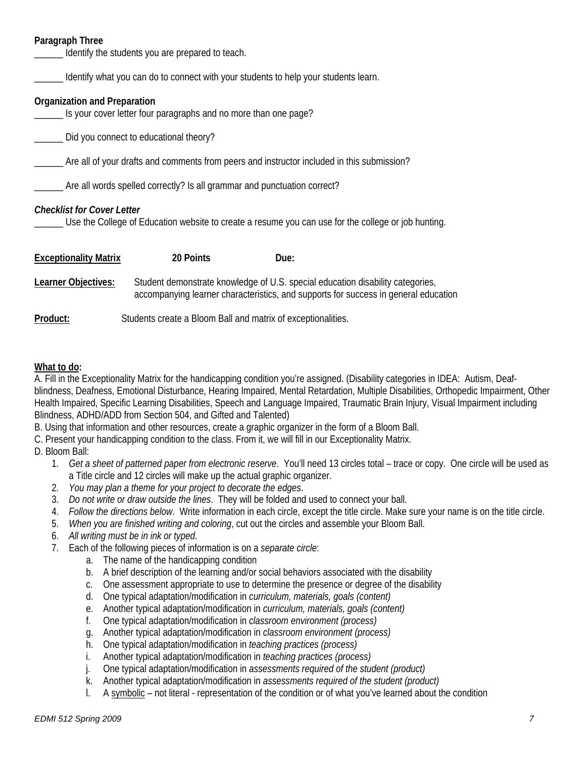**Paragraph Three**

______ Identify the students you are prepared to teach.

______ Identify what you can do to connect with your students to help your students learn.

**Organization and Preparation**

______ Is your cover letter four paragraphs and no more than one page?

______ Did you connect to educational theory?

______ Are all of your drafts and comments from peers and instructor included in this submission?

______ Are all words spelled correctly? Is all grammar and punctuation correct?

***Checklist for Cover Letter***

______ Use the College of Education website to create a resume you can use for the college or job hunting.

**<u>Exceptionality Matrix</u>** **20 Points** **Due:**

**<u>Learner Objectives:</u>** Student demonstrate knowledge of U.S. special education disability categories, accompanying learner characteristics, and supports for success in general education

**<u>Product:</u>** Students create a Bloom Ball and matrix of exceptionalities.

**<u>What to do</u>:**

A. Fill in the Exceptionality Matrix for the handicapping condition you're assigned. (Disability categories in IDEA: Autism, Deaf-blindness, Deafness, Emotional Disturbance, Hearing Impaired, Mental Retardation, Multiple Disabilities, Orthopedic Impairment, Other Health Impaired, Specific Learning Disabilities, Speech and Language Impaired, Traumatic Brain Injury, Visual Impairment including Blindness, ADHD/ADD from Section 504, and Gifted and Talented)

B. Using that information and other resources, create a graphic organizer in the form of a Bloom Ball.

C. Present your handicapping condition to the class. From it, we will fill in our Exceptionality Matrix.

D. Bloom Ball:

1. *Get a sheet of patterned paper from electronic reserve*. You'll need 13 circles total – trace or copy. One circle will be used as a Title circle and 12 circles will make up the actual graphic organizer.
2. *You may plan a theme for your project to decorate the edges*.
3. *Do not write or draw outside the lines*. They will be folded and used to connect your ball.
4. *Follow the directions below*. Write information in each circle, except the title circle. Make sure your name is on the title circle.
5. *When you are finished writing and coloring*, cut out the circles and assemble your Bloom Ball.
6. *All writing must be in ink or typed*.
7. Each of the following pieces of information is on a *separate circle*:
    a. The name of the handicapping condition
    b. A brief description of the learning and/or social behaviors associated with the disability
    c. One assessment appropriate to use to determine the presence or degree of the disability
    d. One typical adaptation/modification in *curriculum, materials, goals (content)*
    e. Another typical adaptation/modification in *curriculum, materials, goals (content)*
    f. One typical adaptation/modification in *classroom environment (process)*
    g. Another typical adaptation/modification in *classroom environment (process)*
    h. One typical adaptation/modification in *teaching practices (process)*
    i. Another typical adaptation/modification in *teaching practices (process)*
    j. One typical adaptation/modification in *assessments required of the student (product)*
    k. Another typical adaptation/modification in *assessments required of the student (product)*
    l. A <u>symbolic</u> – not literal - representation of the condition or of what you've learned about the condition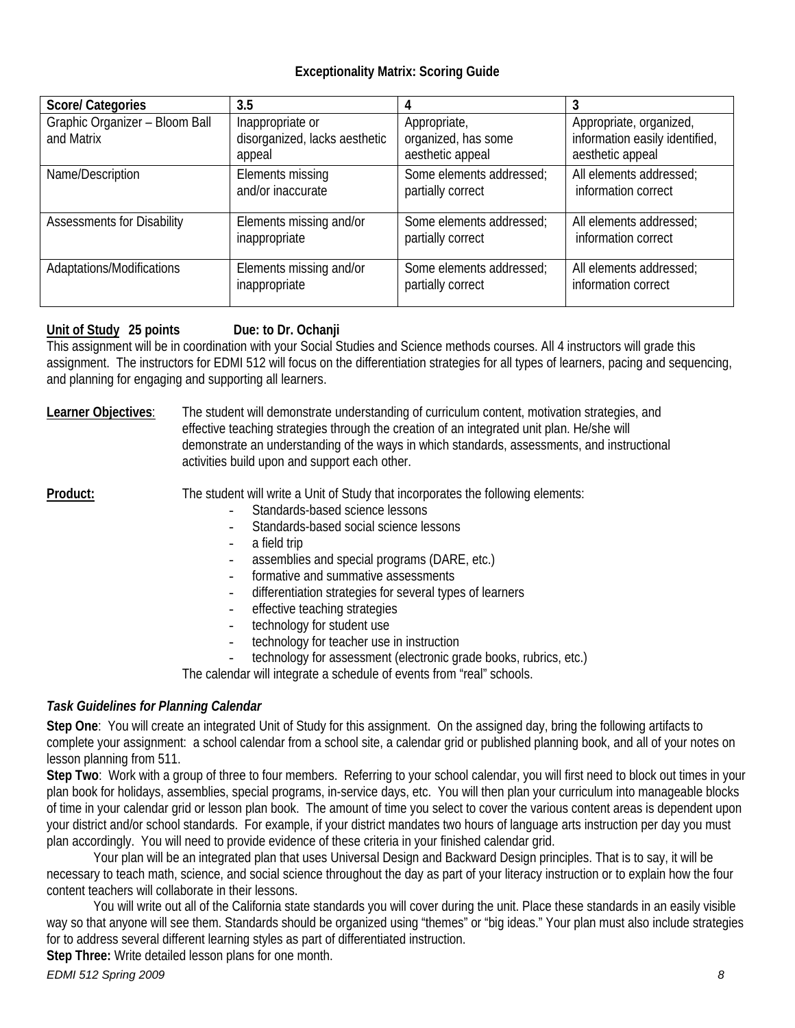### Exceptionality Matrix: Scoring Guide

| Score/ Categories | 3.5 | 4 | 3 |
|---|---|---|---|
| Graphic Organizer – Bloom Ball and Matrix | Inappropriate or disorganized, lacks aesthetic appeal | Appropriate, organized, has some aesthetic appeal | Appropriate, organized, information easily identified, aesthetic appeal |
| Name/Description | Elements missing and/or inaccurate | Some elements addressed; partially correct | All elements addressed; information correct |
| Assessments for Disability | Elements missing and/or inappropriate | Some elements addressed; partially correct | All elements addressed; information correct |
| Adaptations/Modifications | Elements missing and/or inappropriate | Some elements addressed; partially correct | All elements addressed; information correct |

**Unit of Study 25 points Due: to Dr. Ochanji**

This assignment will be in coordination with your Social Studies and Science methods courses. All 4 instructors will grade this assignment. The instructors for EDMI 512 will focus on the differentiation strategies for all types of learners, pacing and sequencing, and planning for engaging and supporting all learners.

**Learner Objectives**: The student will demonstrate understanding of curriculum content, motivation strategies, and effective teaching strategies through the creation of an integrated unit plan. He/she will demonstrate an understanding of the ways in which standards, assessments, and instructional activities build upon and support each other.

**Product:** The student will write a Unit of Study that incorporates the following elements:

- Standards-based science lessons
- Standards-based social science lessons
- a field trip
- assemblies and special programs (DARE, etc.)
- formative and summative assessments
- differentiation strategies for several types of learners
- effective teaching strategies
- technology for student use
- technology for teacher use in instruction
- technology for assessment (electronic grade books, rubrics, etc.)

The calendar will integrate a schedule of events from "real" schools.

### *Task Guidelines for Planning Calendar*

**Step One**: You will create an integrated Unit of Study for this assignment. On the assigned day, bring the following artifacts to complete your assignment: a school calendar from a school site, a calendar grid or published planning book, and all of your notes on lesson planning from 511.

**Step Two**: Work with a group of three to four members. Referring to your school calendar, you will first need to block out times in your plan book for holidays, assemblies, special programs, in-service days, etc. You will then plan your curriculum into manageable blocks of time in your calendar grid or lesson plan book. The amount of time you select to cover the various content areas is dependent upon your district and/or school standards. For example, if your district mandates two hours of language arts instruction per day you must plan accordingly. You will need to provide evidence of these criteria in your finished calendar grid.

Your plan will be an integrated plan that uses Universal Design and Backward Design principles. That is to say, it will be necessary to teach math, science, and social science throughout the day as part of your literacy instruction or to explain how the four content teachers will collaborate in their lessons.

You will write out all of the California state standards you will cover during the unit. Place these standards in an easily visible way so that anyone will see them. Standards should be organized using "themes" or "big ideas." Your plan must also include strategies for to address several different learning styles as part of differentiated instruction.

**Step Three:** Write detailed lesson plans for one month.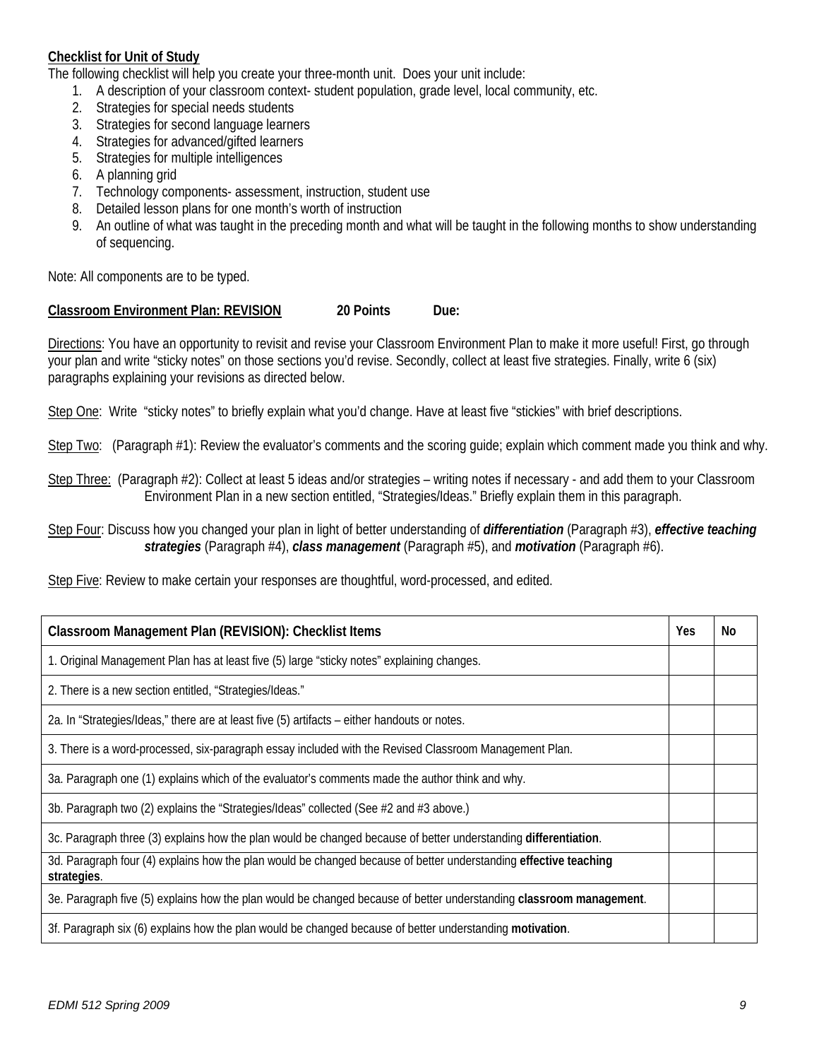**Checklist for Unit of Study**

The following checklist will help you create your three-month unit. Does your unit include:

1. A description of your classroom context- student population, grade level, local community, etc.
2. Strategies for special needs students
3. Strategies for second language learners
4. Strategies for advanced/gifted learners
5. Strategies for multiple intelligences
6. A planning grid
7. Technology components- assessment, instruction, student use
8. Detailed lesson plans for one month's worth of instruction
9. An outline of what was taught in the preceding month and what will be taught in the following months to show understanding of sequencing.

Note: All components are to be typed.

**Classroom Environment Plan: REVISION** **20 Points** **Due:**

Directions: You have an opportunity to revisit and revise your Classroom Environment Plan to make it more useful! First, go through your plan and write "sticky notes" on those sections you'd revise. Secondly, collect at least five strategies. Finally, write 6 (six) paragraphs explaining your revisions as directed below.

Step One: Write "sticky notes" to briefly explain what you'd change. Have at least five "stickies" with brief descriptions.

Step Two: (Paragraph #1): Review the evaluator's comments and the scoring guide; explain which comment made you think and why.

Step Three: (Paragraph #2): Collect at least 5 ideas and/or strategies – writing notes if necessary - and add them to your Classroom Environment Plan in a new section entitled, "Strategies/Ideas." Briefly explain them in this paragraph.

Step Four: Discuss how you changed your plan in light of better understanding of ***differentiation*** (Paragraph #3), ***effective teaching strategies*** (Paragraph #4), ***class management*** (Paragraph #5), and ***motivation*** (Paragraph #6).

Step Five: Review to make certain your responses are thoughtful, word-processed, and edited.

| Classroom Management Plan (REVISION): Checklist Items | Yes | No |
|---|---|---|
| 1. Original Management Plan has at least five (5) large "sticky notes" explaining changes. | | |
| 2. There is a new section entitled, "Strategies/Ideas." | | |
| 2a. In "Strategies/Ideas," there are at least five (5) artifacts – either handouts or notes. | | |
| 3. There is a word-processed, six-paragraph essay included with the Revised Classroom Management Plan. | | |
| 3a. Paragraph one (1) explains which of the evaluator's comments made the author think and why. | | |
| 3b. Paragraph two (2) explains the "Strategies/Ideas" collected (See #2 and #3 above.) | | |
| 3c. Paragraph three (3) explains how the plan would be changed because of better understanding **differentiation**. | | |
| 3d. Paragraph four (4) explains how the plan would be changed because of better understanding **effective teaching strategies**. | | |
| 3e. Paragraph five (5) explains how the plan would be changed because of better understanding **classroom management**. | | |
| 3f. Paragraph six (6) explains how the plan would be changed because of better understanding **motivation**. | | |